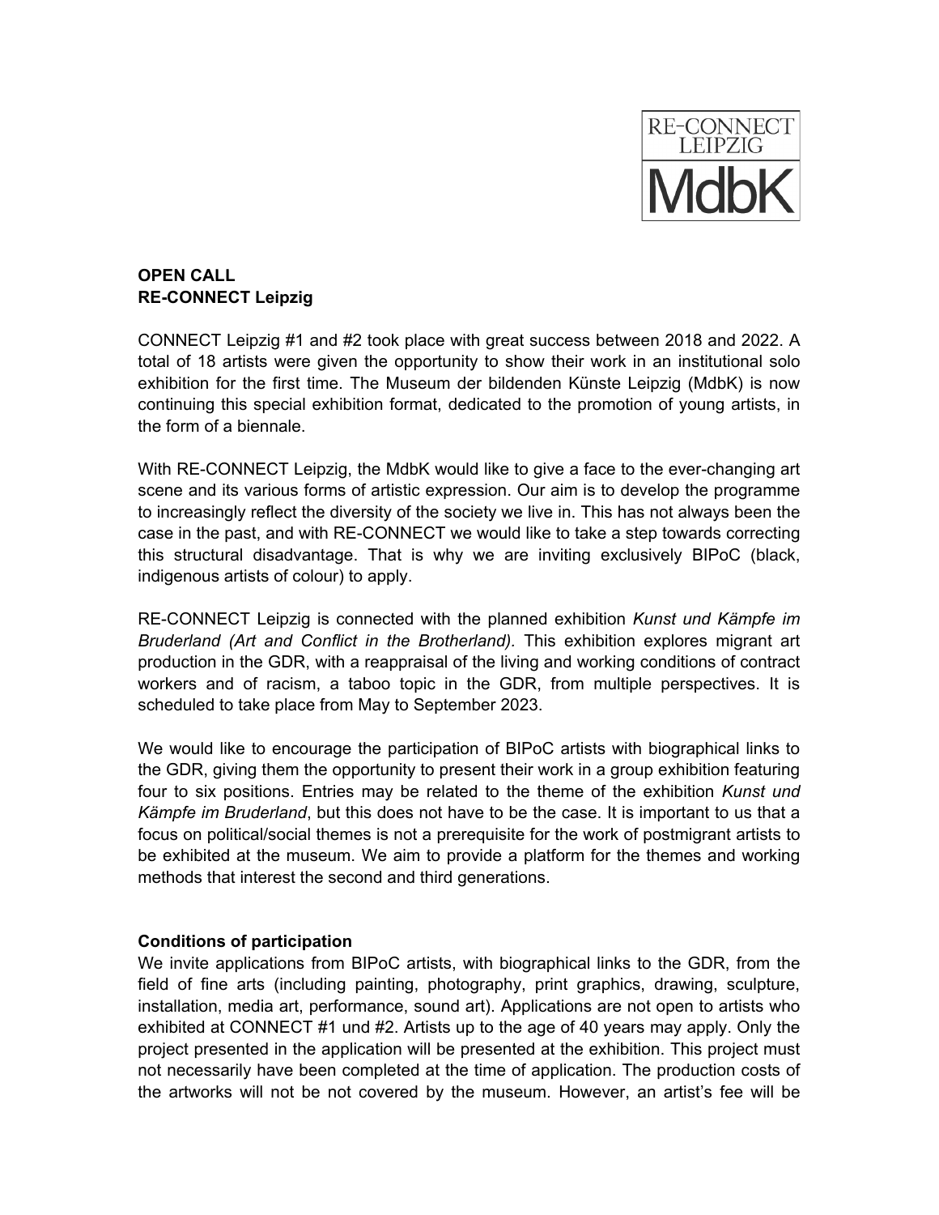RE-CONNECT LEIPZIG
MdbK

**OPEN CALL**
**RE-CONNECT Leipzig**

CONNECT Leipzig #1 and #2 took place with great success between 2018 and 2022. A total of 18 artists were given the opportunity to show their work in an institutional solo exhibition for the first time. The Museum der bildenden Künste Leipzig (MdbK) is now continuing this special exhibition format, dedicated to the promotion of young artists, in the form of a biennale.

With RE-CONNECT Leipzig, the MdbK would like to give a face to the ever-changing art scene and its various forms of artistic expression. Our aim is to develop the programme to increasingly reflect the diversity of the society we live in. This has not always been the case in the past, and with RE-CONNECT we would like to take a step towards correcting this structural disadvantage. That is why we are inviting exclusively BIPoC (black, indigenous artists of colour) to apply.

RE-CONNECT Leipzig is connected with the planned exhibition *Kunst und Kämpfe im Bruderland (Art and Conflict in the Brotherland).* This exhibition explores migrant art production in the GDR, with a reappraisal of the living and working conditions of contract workers and of racism, a taboo topic in the GDR, from multiple perspectives. It is scheduled to take place from May to September 2023.

We would like to encourage the participation of BIPoC artists with biographical links to the GDR, giving them the opportunity to present their work in a group exhibition featuring four to six positions. Entries may be related to the theme of the exhibition *Kunst und Kämpfe im Bruderland*, but this does not have to be the case. It is important to us that a focus on political/social themes is not a prerequisite for the work of postmigrant artists to be exhibited at the museum. We aim to provide a platform for the themes and working methods that interest the second and third generations.

**Conditions of participation**

We invite applications from BIPoC artists, with biographical links to the GDR, from the field of fine arts (including painting, photography, print graphics, drawing, sculpture, installation, media art, performance, sound art). Applications are not open to artists who exhibited at CONNECT #1 und #2. Artists up to the age of 40 years may apply. Only the project presented in the application will be presented at the exhibition. This project must not necessarily have been completed at the time of application. The production costs of the artworks will not be not covered by the museum. However, an artist's fee will be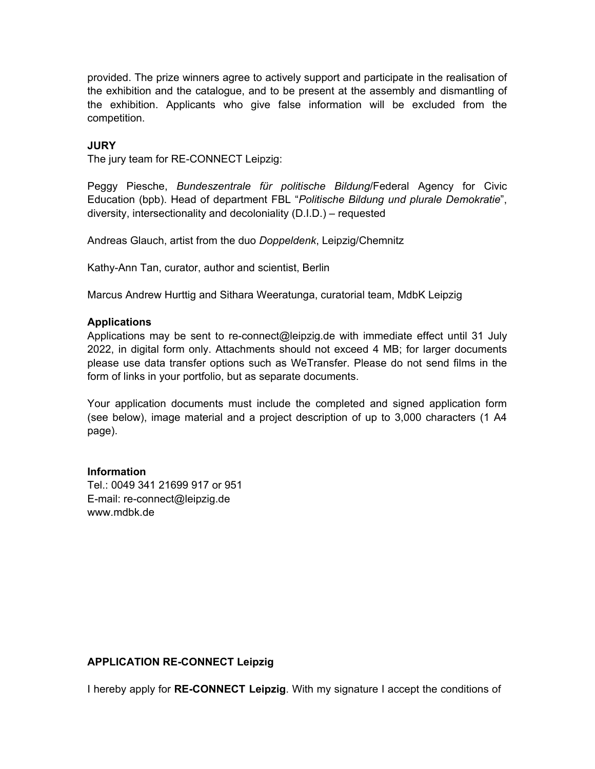provided. The prize winners agree to actively support and participate in the realisation of the exhibition and the catalogue, and to be present at the assembly and dismantling of the exhibition. Applicants who give false information will be excluded from the competition.

**JURY**

The jury team for RE-CONNECT Leipzig:

Peggy Piesche, *Bundeszentrale für politische Bildung*/Federal Agency for Civic Education (bpb). Head of department FBL "*Politische Bildung und plurale Demokratie*", diversity, intersectionality and decoloniality (D.I.D.) – requested

Andreas Glauch, artist from the duo *Doppeldenk*, Leipzig/Chemnitz

Kathy-Ann Tan, curator, author and scientist, Berlin

Marcus Andrew Hurttig and Sithara Weeratunga, curatorial team, MdbK Leipzig

**Applications**

Applications may be sent to re-connect@leipzig.de with immediate effect until 31 July 2022, in digital form only. Attachments should not exceed 4 MB; for larger documents please use data transfer options such as WeTransfer. Please do not send films in the form of links in your portfolio, but as separate documents.

Your application documents must include the completed and signed application form (see below), image material and a project description of up to 3,000 characters (1 A4 page).

**Information**

Tel.: 0049 341 21699 917 or 951
E-mail: re-connect@leipzig.de
www.mdbk.de

**APPLICATION RE-CONNECT Leipzig**

I hereby apply for **RE-CONNECT Leipzig**. With my signature I accept the conditions of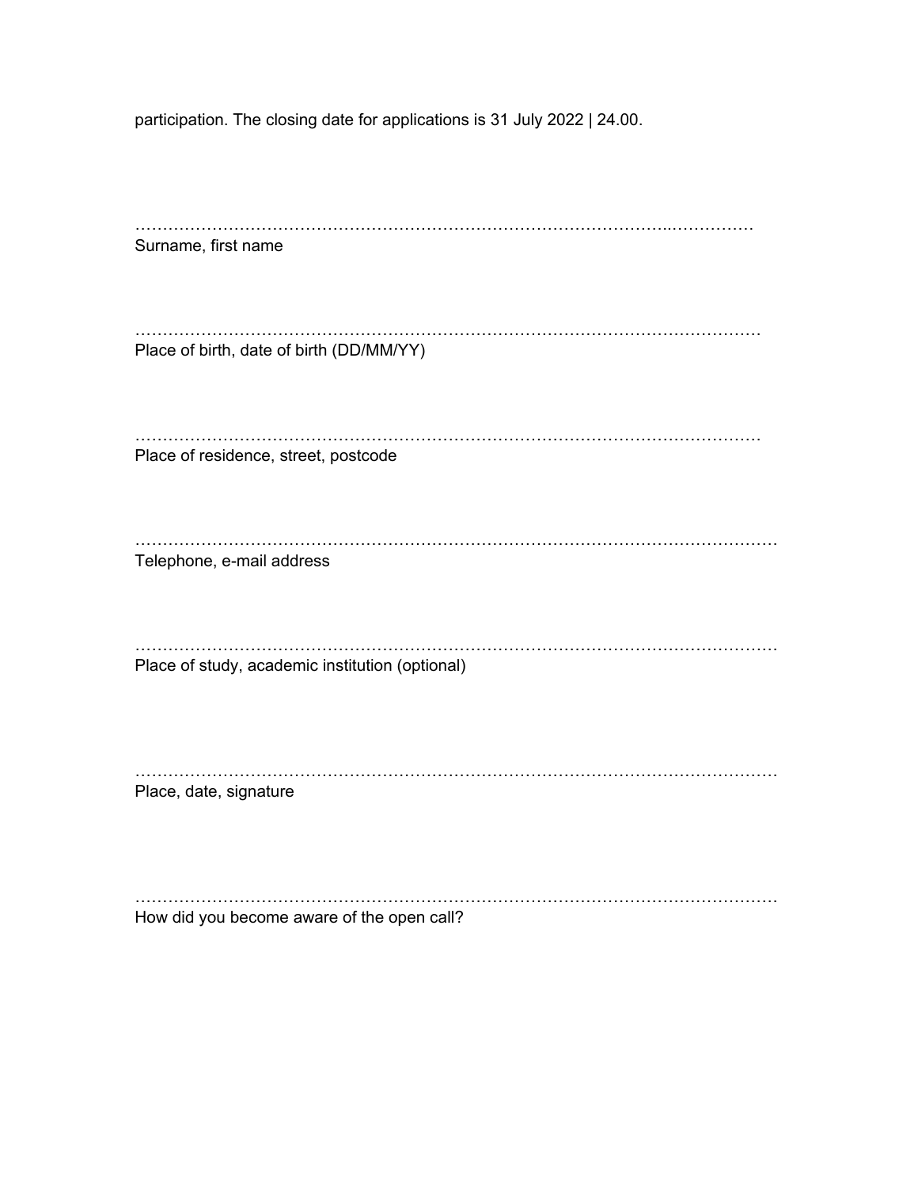participation. The closing date for applications is 31 July 2022 | 24.00.

……………………………………………………………………………………...……………
Surname, first name

……………………………………………………………………………………………………
Place of birth, date of birth (DD/MM/YY)

……………………………………………………………………………………….…….……
Place of residence, street, postcode

………………………………………………………………………………………………………
Telephone, e-mail address

………………………………………………………………………………………………………
Place of study, academic institution (optional)

………………………………………………………………………………………………………
Place, date, signature

………………………………………………………………………………………………………
How did you become aware of the open call?